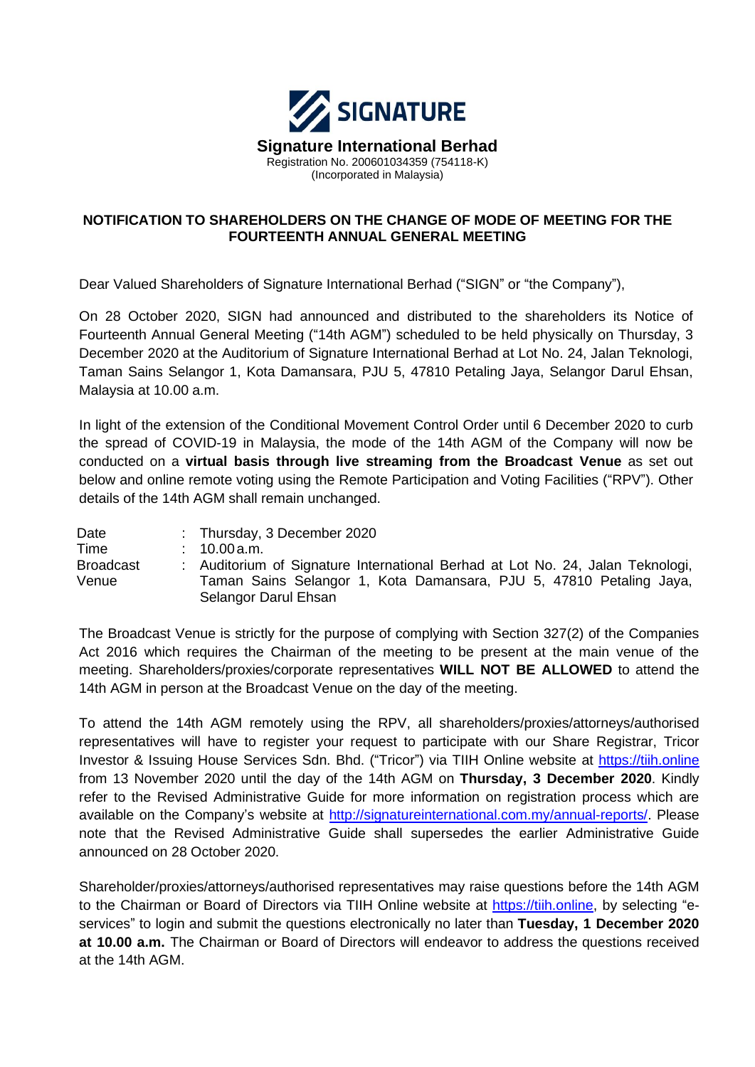**SIGNATURE**

**Signature International Berhad**
Registration No. 200601034359 (754118-K)
(Incorporated in Malaysia)

## NOTIFICATION TO SHAREHOLDERS ON THE CHANGE OF MODE OF MEETING FOR THE FOURTEENTH ANNUAL GENERAL MEETING

Dear Valued Shareholders of Signature International Berhad ("SIGN" or "the Company"),

On 28 October 2020, SIGN had announced and distributed to the shareholders its Notice of Fourteenth Annual General Meeting ("14th AGM") scheduled to be held physically on Thursday, 3 December 2020 at the Auditorium of Signature International Berhad at Lot No. 24, Jalan Teknologi, Taman Sains Selangor 1, Kota Damansara, PJU 5, 47810 Petaling Jaya, Selangor Darul Ehsan, Malaysia at 10.00 a.m.

In light of the extension of the Conditional Movement Control Order until 6 December 2020 to curb the spread of COVID-19 in Malaysia, the mode of the 14th AGM of the Company will now be conducted on a **virtual basis through live streaming from the Broadcast Venue** as set out below and online remote voting using the Remote Participation and Voting Facilities ("RPV"). Other details of the 14th AGM shall remain unchanged.

| | | |
|---|---|---|
| Date | : | Thursday, 3 December 2020 |
| Time | : | 10.00 a.m. |
| Broadcast Venue | : | Auditorium of Signature International Berhad at Lot No. 24, Jalan Teknologi, Taman Sains Selangor 1, Kota Damansara, PJU 5, 47810 Petaling Jaya, Selangor Darul Ehsan |

The Broadcast Venue is strictly for the purpose of complying with Section 327(2) of the Companies Act 2016 which requires the Chairman of the meeting to be present at the main venue of the meeting. Shareholders/proxies/corporate representatives **WILL NOT BE ALLOWED** to attend the 14th AGM in person at the Broadcast Venue on the day of the meeting.

To attend the 14th AGM remotely using the RPV, all shareholders/proxies/attorneys/authorised representatives will have to register your request to participate with our Share Registrar, Tricor Investor & Issuing House Services Sdn. Bhd. ("Tricor") via TIIH Online website at https://tiih.online from 13 November 2020 until the day of the 14th AGM on **Thursday, 3 December 2020**. Kindly refer to the Revised Administrative Guide for more information on registration process which are available on the Company's website at http://signatureinternational.com.my/annual-reports/. Please note that the Revised Administrative Guide shall supersedes the earlier Administrative Guide announced on 28 October 2020.

Shareholder/proxies/attorneys/authorised representatives may raise questions before the 14th AGM to the Chairman or Board of Directors via TIIH Online website at https://tiih.online, by selecting "e-services" to login and submit the questions electronically no later than **Tuesday, 1 December 2020 at 10.00 a.m.** The Chairman or Board of Directors will endeavor to address the questions received at the 14th AGM.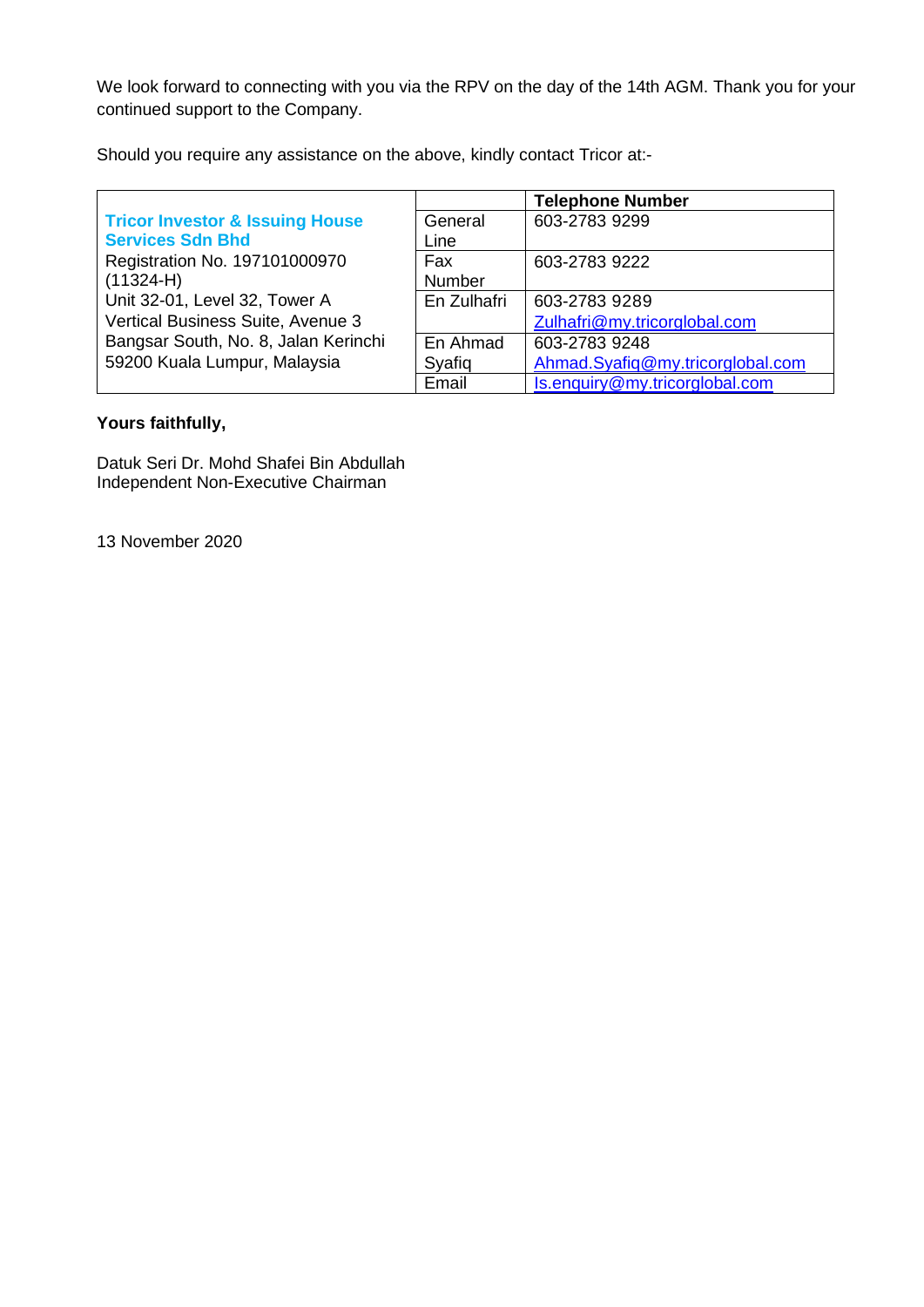We look forward to connecting with you via the RPV on the day of the 14th AGM. Thank you for your continued support to the Company.

Should you require any assistance on the above, kindly contact Tricor at:-

| | | Telephone Number |
|---|---|---|
| **Tricor Investor & Issuing House Services Sdn Bhd**<br>Registration No. 197101000970 (11324-H)<br>Unit 32-01, Level 32, Tower A<br>Vertical Business Suite, Avenue 3<br>Bangsar South, No. 8, Jalan Kerinchi<br>59200 Kuala Lumpur, Malaysia | General Line | 603-2783 9299 |
| | Fax Number | 603-2783 9222 |
| | En Zulhafri | 603-2783 9289<br>Zulhafri@my.tricorglobal.com |
| | En Ahmad Syafiq | 603-2783 9248<br>Ahmad.Syafiq@my.tricorglobal.com |
| | Email | Is.enquiry@my.tricorglobal.com |

**Yours faithfully,**

Datuk Seri Dr. Mohd Shafei Bin Abdullah
Independent Non-Executive Chairman

13 November 2020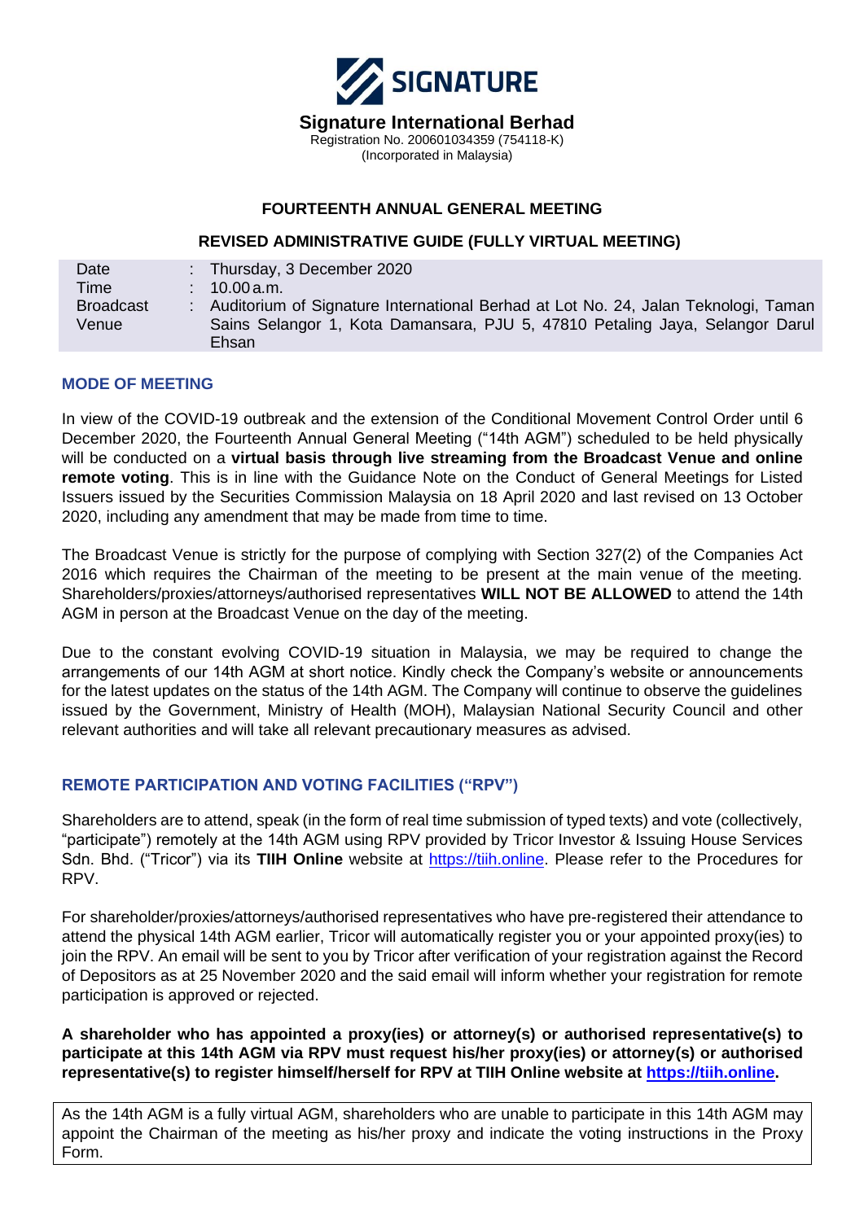**SIGNATURE**

**Signature International Berhad**
Registration No. 200601034359 (754118-K)
(Incorporated in Malaysia)

**FOURTEENTH ANNUAL GENERAL MEETING**

**REVISED ADMINISTRATIVE GUIDE (FULLY VIRTUAL MEETING)**

| | | |
|---|---|---|
| Date | : | Thursday, 3 December 2020 |
| Time | : | 10.00 a.m. |
| Broadcast Venue | : | Auditorium of Signature International Berhad at Lot No. 24, Jalan Teknologi, Taman Sains Selangor 1, Kota Damansara, PJU 5, 47810 Petaling Jaya, Selangor Darul Ehsan |

## MODE OF MEETING

In view of the COVID-19 outbreak and the extension of the Conditional Movement Control Order until 6 December 2020, the Fourteenth Annual General Meeting ("14th AGM") scheduled to be held physically will be conducted on a **virtual basis through live streaming from the Broadcast Venue and online remote voting**. This is in line with the Guidance Note on the Conduct of General Meetings for Listed Issuers issued by the Securities Commission Malaysia on 18 April 2020 and last revised on 13 October 2020, including any amendment that may be made from time to time.

The Broadcast Venue is strictly for the purpose of complying with Section 327(2) of the Companies Act 2016 which requires the Chairman of the meeting to be present at the main venue of the meeting. Shareholders/proxies/attorneys/authorised representatives **WILL NOT BE ALLOWED** to attend the 14th AGM in person at the Broadcast Venue on the day of the meeting.

Due to the constant evolving COVID-19 situation in Malaysia, we may be required to change the arrangements of our 14th AGM at short notice. Kindly check the Company's website or announcements for the latest updates on the status of the 14th AGM. The Company will continue to observe the guidelines issued by the Government, Ministry of Health (MOH), Malaysian National Security Council and other relevant authorities and will take all relevant precautionary measures as advised.

## REMOTE PARTICIPATION AND VOTING FACILITIES ("RPV")

Shareholders are to attend, speak (in the form of real time submission of typed texts) and vote (collectively, "participate") remotely at the 14th AGM using RPV provided by Tricor Investor & Issuing House Services Sdn. Bhd. ("Tricor") via its **TIIH Online** website at https://tiih.online. Please refer to the Procedures for RPV.

For shareholder/proxies/attorneys/authorised representatives who have pre-registered their attendance to attend the physical 14th AGM earlier, Tricor will automatically register you or your appointed proxy(ies) to join the RPV. An email will be sent to you by Tricor after verification of your registration against the Record of Depositors as at 25 November 2020 and the said email will inform whether your registration for remote participation is approved or rejected.

**A shareholder who has appointed a proxy(ies) or attorney(s) or authorised representative(s) to participate at this 14th AGM via RPV must request his/her proxy(ies) or attorney(s) or authorised representative(s) to register himself/herself for RPV at TIIH Online website at https://tiih.online.**

As the 14th AGM is a fully virtual AGM, shareholders who are unable to participate in this 14th AGM may appoint the Chairman of the meeting as his/her proxy and indicate the voting instructions in the Proxy Form.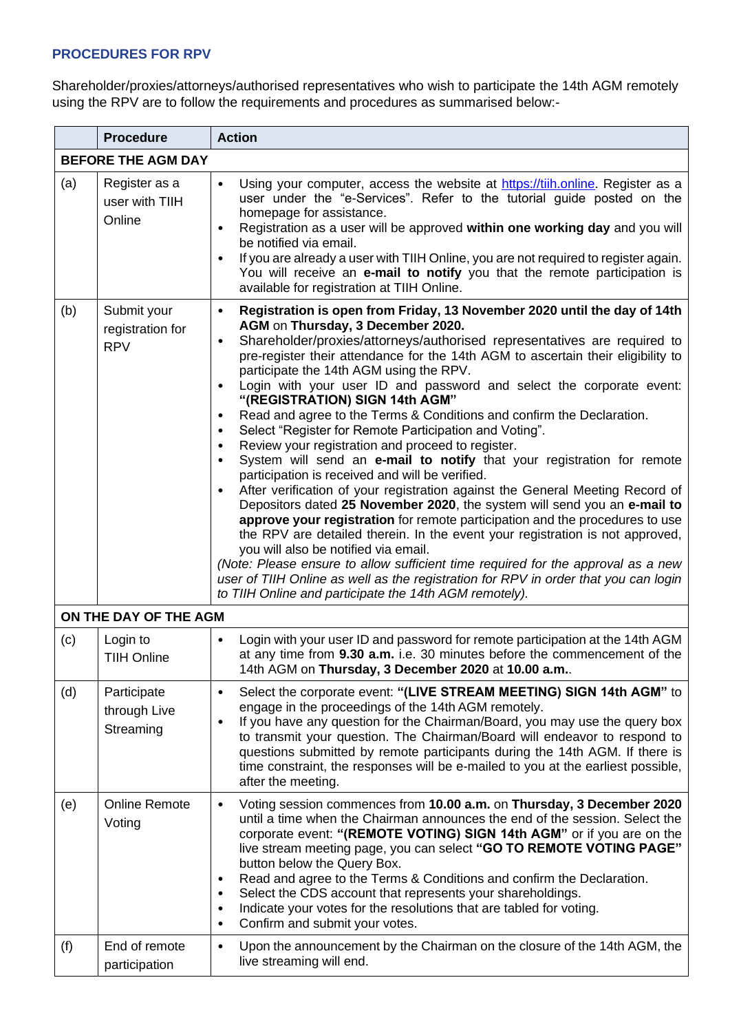## PROCEDURES FOR RPV

Shareholder/proxies/attorneys/authorised representatives who wish to participate the 14th AGM remotely using the RPV are to follow the requirements and procedures as summarised below:-

| | Procedure | Action |
|---|---|---|
| **BEFORE THE AGM DAY** | | |
| (a) | Register as a user with TIIH Online | • Using your computer, access the website at https://tiih.online. Register as a user under the "e-Services". Refer to the tutorial guide posted on the homepage for assistance.<br>• Registration as a user will be approved **within one working day** and you will be notified via email.<br>• If you are already a user with TIIH Online, you are not required to register again. You will receive an **e-mail to notify** you that the remote participation is available for registration at TIIH Online. |
| (b) | Submit your registration for RPV | • **Registration is open from Friday, 13 November 2020 until the day of 14th AGM** on **Thursday, 3 December 2020.**<br>• Shareholder/proxies/attorneys/authorised representatives are required to pre-register their attendance for the 14th AGM to ascertain their eligibility to participate the 14th AGM using the RPV.<br>• Login with your user ID and password and select the corporate event: **"(REGISTRATION) SIGN 14th AGM"**<br>• Read and agree to the Terms & Conditions and confirm the Declaration.<br>• Select "Register for Remote Participation and Voting".<br>• Review your registration and proceed to register.<br>• System will send an **e-mail to notify** that your registration for remote participation is received and will be verified.<br>• After verification of your registration against the General Meeting Record of Depositors dated **25 November 2020**, the system will send you an **e-mail to approve your registration** for remote participation and the procedures to use the RPV are detailed therein. In the event your registration is not approved, you will also be notified via email.<br>*(Note: Please ensure to allow sufficient time required for the approval as a new user of TIIH Online as well as the registration for RPV in order that you can login to TIIH Online and participate the 14th AGM remotely).* |
| **ON THE DAY OF THE AGM** | | |
| (c) | Login to TIIH Online | • Login with your user ID and password for remote participation at the 14th AGM at any time from **9.30 a.m.** i.e. 30 minutes before the commencement of the 14th AGM on **Thursday, 3 December 2020** at **10.00 a.m.**. |
| (d) | Participate through Live Streaming | • Select the corporate event: **"(LIVE STREAM MEETING) SIGN 14th AGM"** to engage in the proceedings of the 14th AGM remotely.<br>• If you have any question for the Chairman/Board, you may use the query box to transmit your question. The Chairman/Board will endeavor to respond to questions submitted by remote participants during the 14th AGM. If there is time constraint, the responses will be e-mailed to you at the earliest possible, after the meeting. |
| (e) | Online Remote Voting | • Voting session commences from **10.00 a.m.** on **Thursday, 3 December 2020** until a time when the Chairman announces the end of the session. Select the corporate event: **"(REMOTE VOTING) SIGN 14th AGM"** or if you are on the live stream meeting page, you can select **"GO TO REMOTE VOTING PAGE"** button below the Query Box.<br>• Read and agree to the Terms & Conditions and confirm the Declaration.<br>• Select the CDS account that represents your shareholdings.<br>• Indicate your votes for the resolutions that are tabled for voting.<br>• Confirm and submit your votes. |
| (f) | End of remote participation | • Upon the announcement by the Chairman on the closure of the 14th AGM, the live streaming will end. |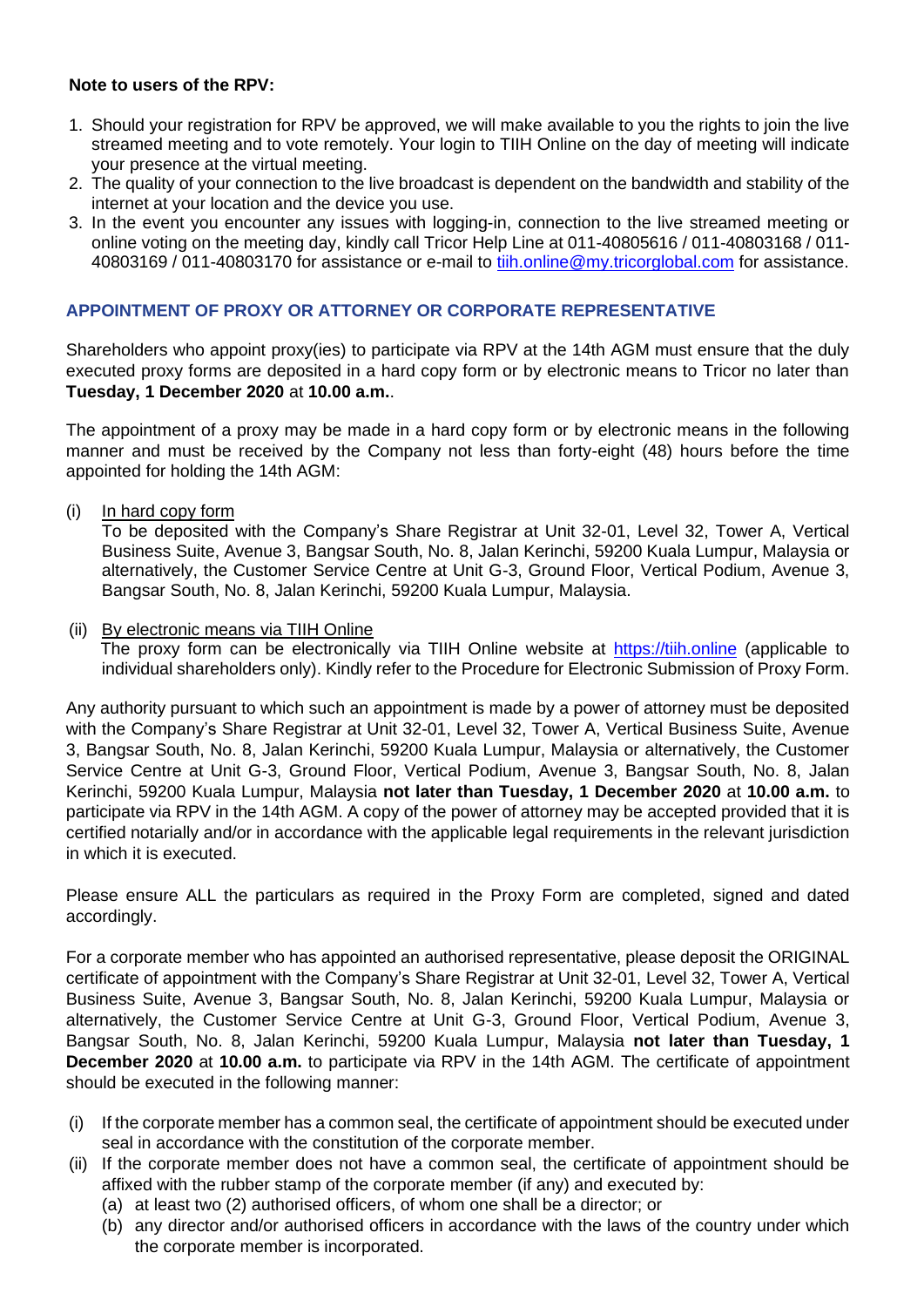**Note to users of the RPV:**

1. Should your registration for RPV be approved, we will make available to you the rights to join the live streamed meeting and to vote remotely. Your login to TIIH Online on the day of meeting will indicate your presence at the virtual meeting.
2. The quality of your connection to the live broadcast is dependent on the bandwidth and stability of the internet at your location and the device you use.
3. In the event you encounter any issues with logging-in, connection to the live streamed meeting or online voting on the meeting day, kindly call Tricor Help Line at 011-40805616 / 011-40803168 / 011-40803169 / 011-40803170 for assistance or e-mail to tiih.online@my.tricorglobal.com for assistance.

## APPOINTMENT OF PROXY OR ATTORNEY OR CORPORATE REPRESENTATIVE

Shareholders who appoint proxy(ies) to participate via RPV at the 14th AGM must ensure that the duly executed proxy forms are deposited in a hard copy form or by electronic means to Tricor no later than **Tuesday, 1 December 2020** at **10.00 a.m.**.

The appointment of a proxy may be made in a hard copy form or by electronic means in the following manner and must be received by the Company not less than forty-eight (48) hours before the time appointed for holding the 14th AGM:

(i) In hard copy form
To be deposited with the Company's Share Registrar at Unit 32-01, Level 32, Tower A, Vertical Business Suite, Avenue 3, Bangsar South, No. 8, Jalan Kerinchi, 59200 Kuala Lumpur, Malaysia or alternatively, the Customer Service Centre at Unit G-3, Ground Floor, Vertical Podium, Avenue 3, Bangsar South, No. 8, Jalan Kerinchi, 59200 Kuala Lumpur, Malaysia.

(ii) By electronic means via TIIH Online
The proxy form can be electronically via TIIH Online website at https://tiih.online (applicable to individual shareholders only). Kindly refer to the Procedure for Electronic Submission of Proxy Form.

Any authority pursuant to which such an appointment is made by a power of attorney must be deposited with the Company's Share Registrar at Unit 32-01, Level 32, Tower A, Vertical Business Suite, Avenue 3, Bangsar South, No. 8, Jalan Kerinchi, 59200 Kuala Lumpur, Malaysia or alternatively, the Customer Service Centre at Unit G-3, Ground Floor, Vertical Podium, Avenue 3, Bangsar South, No. 8, Jalan Kerinchi, 59200 Kuala Lumpur, Malaysia **not later than Tuesday, 1 December 2020** at **10.00 a.m.** to participate via RPV in the 14th AGM. A copy of the power of attorney may be accepted provided that it is certified notarially and/or in accordance with the applicable legal requirements in the relevant jurisdiction in which it is executed.

Please ensure ALL the particulars as required in the Proxy Form are completed, signed and dated accordingly.

For a corporate member who has appointed an authorised representative, please deposit the ORIGINAL certificate of appointment with the Company's Share Registrar at Unit 32-01, Level 32, Tower A, Vertical Business Suite, Avenue 3, Bangsar South, No. 8, Jalan Kerinchi, 59200 Kuala Lumpur, Malaysia or alternatively, the Customer Service Centre at Unit G-3, Ground Floor, Vertical Podium, Avenue 3, Bangsar South, No. 8, Jalan Kerinchi, 59200 Kuala Lumpur, Malaysia **not later than Tuesday, 1 December 2020** at **10.00 a.m.** to participate via RPV in the 14th AGM. The certificate of appointment should be executed in the following manner:

(i) If the corporate member has a common seal, the certificate of appointment should be executed under seal in accordance with the constitution of the corporate member.
(ii) If the corporate member does not have a common seal, the certificate of appointment should be affixed with the rubber stamp of the corporate member (if any) and executed by:
   (a) at least two (2) authorised officers, of whom one shall be a director; or
   (b) any director and/or authorised officers in accordance with the laws of the country under which the corporate member is incorporated.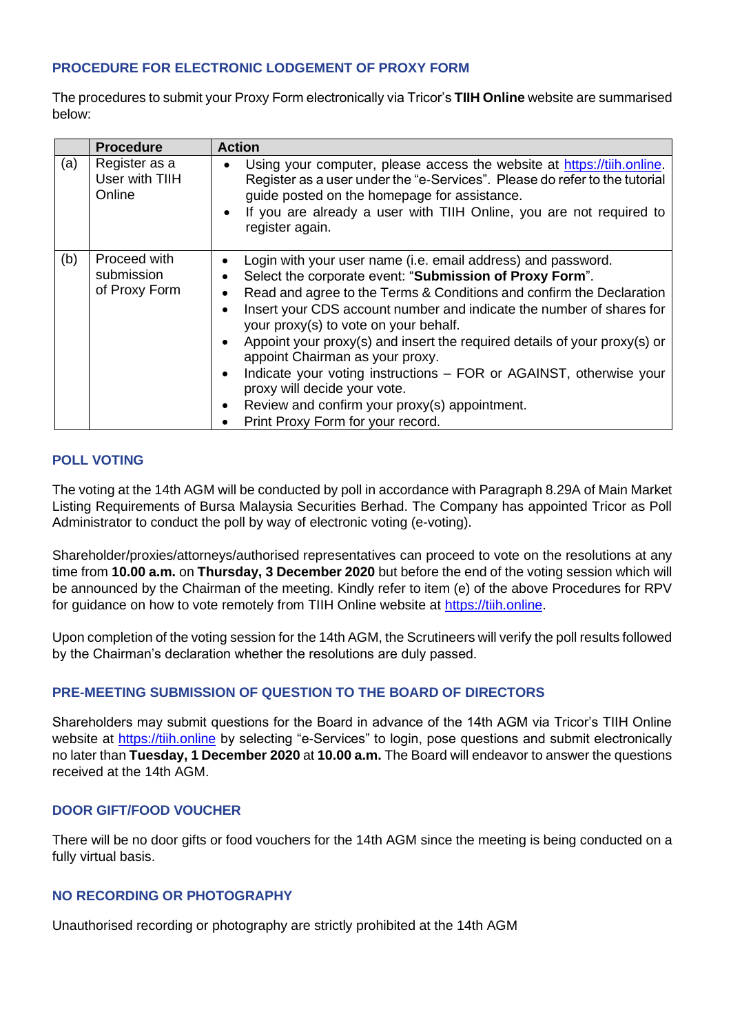### PROCEDURE FOR ELECTRONIC LODGEMENT OF PROXY FORM

The procedures to submit your Proxy Form electronically via Tricor's **TIIH Online** website are summarised below:

| | Procedure | Action |
|---|---|---|
| (a) | Register as a User with TIIH Online | • Using your computer, please access the website at https://tiih.online. Register as a user under the "e-Services". Please do refer to the tutorial guide posted on the homepage for assistance.<br>• If you are already a user with TIIH Online, you are not required to register again. |
| (b) | Proceed with submission of Proxy Form | • Login with your user name (i.e. email address) and password.<br>• Select the corporate event: "**Submission of Proxy Form**".<br>• Read and agree to the Terms & Conditions and confirm the Declaration<br>• Insert your CDS account number and indicate the number of shares for your proxy(s) to vote on your behalf.<br>• Appoint your proxy(s) and insert the required details of your proxy(s) or appoint Chairman as your proxy.<br>• Indicate your voting instructions – FOR or AGAINST, otherwise your proxy will decide your vote.<br>• Review and confirm your proxy(s) appointment.<br>• Print Proxy Form for your record. |

### POLL VOTING

The voting at the 14th AGM will be conducted by poll in accordance with Paragraph 8.29A of Main Market Listing Requirements of Bursa Malaysia Securities Berhad. The Company has appointed Tricor as Poll Administrator to conduct the poll by way of electronic voting (e-voting).

Shareholder/proxies/attorneys/authorised representatives can proceed to vote on the resolutions at any time from **10.00 a.m.** on **Thursday, 3 December 2020** but before the end of the voting session which will be announced by the Chairman of the meeting. Kindly refer to item (e) of the above Procedures for RPV for guidance on how to vote remotely from TIIH Online website at https://tiih.online.

Upon completion of the voting session for the 14th AGM, the Scrutineers will verify the poll results followed by the Chairman's declaration whether the resolutions are duly passed.

### PRE-MEETING SUBMISSION OF QUESTION TO THE BOARD OF DIRECTORS

Shareholders may submit questions for the Board in advance of the 14th AGM via Tricor's TIIH Online website at https://tiih.online by selecting "e-Services" to login, pose questions and submit electronically no later than **Tuesday, 1 December 2020** at **10.00 a.m.** The Board will endeavor to answer the questions received at the 14th AGM.

### DOOR GIFT/FOOD VOUCHER

There will be no door gifts or food vouchers for the 14th AGM since the meeting is being conducted on a fully virtual basis.

### NO RECORDING OR PHOTOGRAPHY

Unauthorised recording or photography are strictly prohibited at the 14th AGM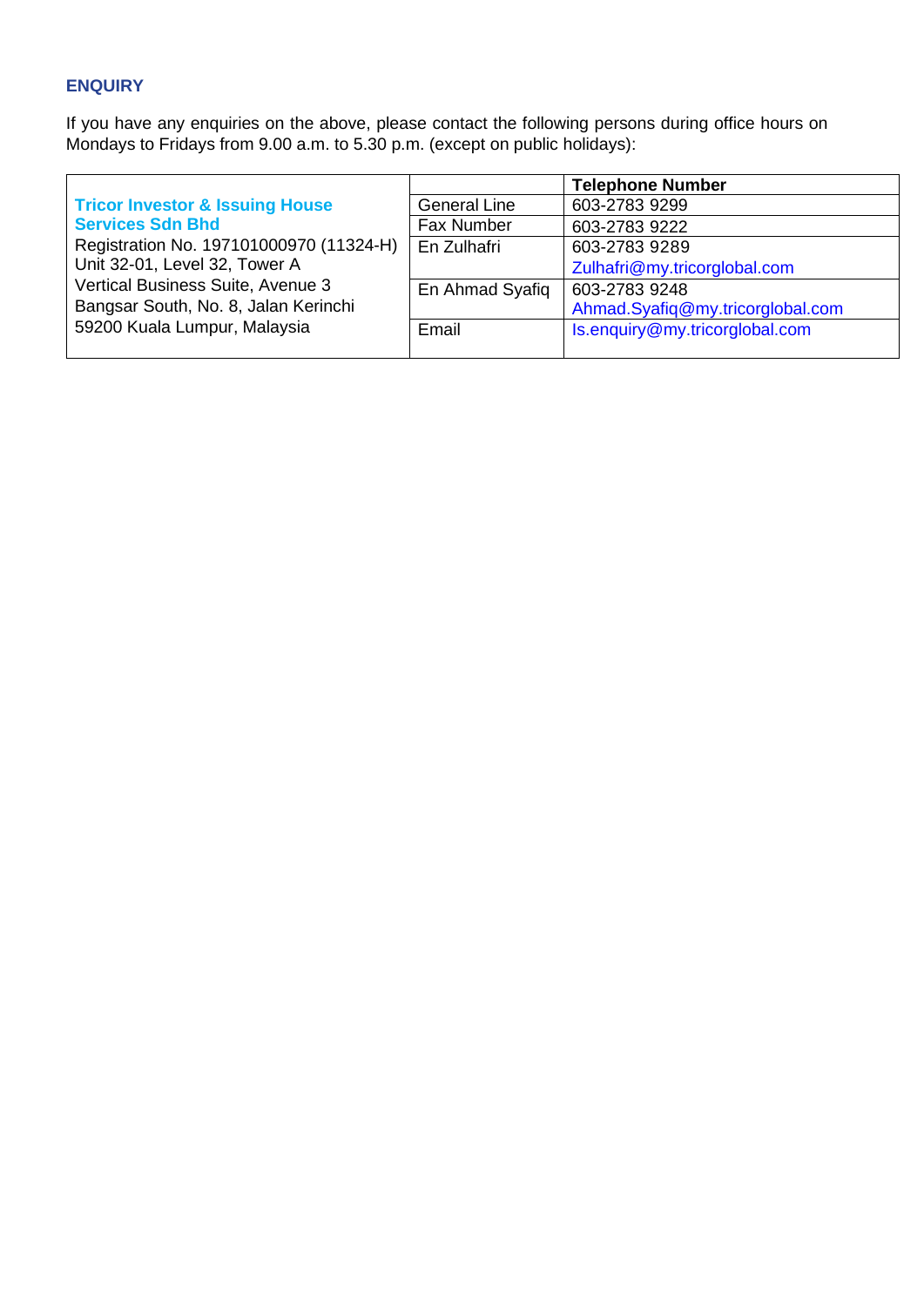## ENQUIRY

If you have any enquiries on the above, please contact the following persons during office hours on Mondays to Fridays from 9.00 a.m. to 5.30 p.m. (except on public holidays):

| | | Telephone Number |
|---|---|---|
| **Tricor Investor & Issuing House Services Sdn Bhd**<br>Registration No. 197101000970 (11324-H)<br>Unit 32-01, Level 32, Tower A<br>Vertical Business Suite, Avenue 3<br>Bangsar South, No. 8, Jalan Kerinchi<br>59200 Kuala Lumpur, Malaysia | General Line | 603-2783 9299 |
| | Fax Number | 603-2783 9222 |
| | En Zulhafri | 603-2783 9289<br>Zulhafri@my.tricorglobal.com |
| | En Ahmad Syafiq | 603-2783 9248<br>Ahmad.Syafiq@my.tricorglobal.com |
| | Email | Is.enquiry@my.tricorglobal.com |